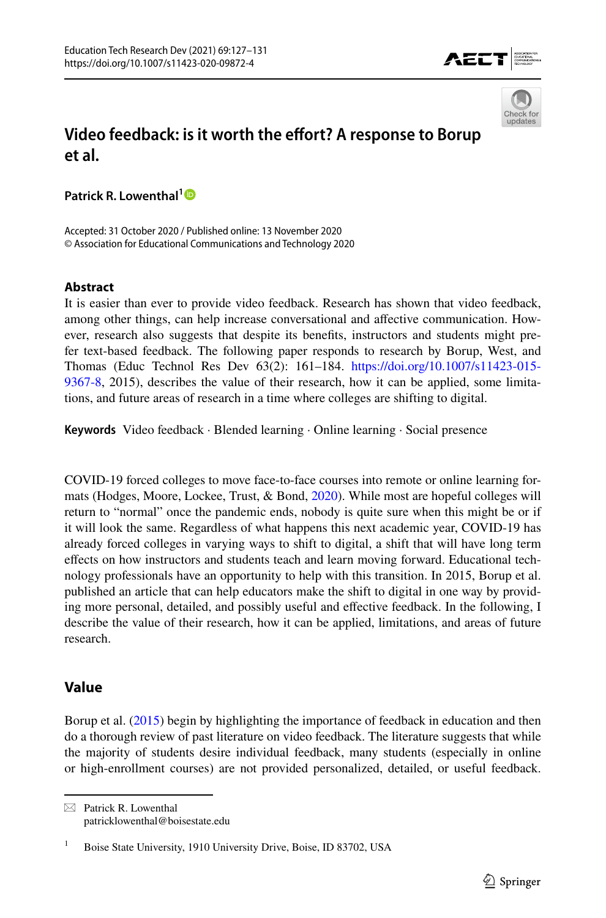# Video feedback: is it worth the effort? A response to Borup et al.

**Patrick R. Lowenthal**[1]

Accepted: 31 October 2020 / Published online: 13 November 2020
© Association for Educational Communications and Technology 2020

## Abstract

It is easier than ever to provide video feedback. Research has shown that video feedback, among other things, can help increase conversational and affective communication. However, research also suggests that despite its benefits, instructors and students might prefer text-based feedback. The following paper responds to research by Borup, West, and Thomas (Educ Technol Res Dev 63(2): 161–184. https://doi.org/10.1007/s11423-015-9367-8, 2015), describes the value of their research, how it can be applied, some limitations, and future areas of research in a time where colleges are shifting to digital.

**Keywords** Video feedback · Blended learning · Online learning · Social presence

COVID-19 forced colleges to move face-to-face courses into remote or online learning formats (Hodges, Moore, Lockee, Trust, & Bond, 2020). While most are hopeful colleges will return to "normal" once the pandemic ends, nobody is quite sure when this might be or if it will look the same. Regardless of what happens this next academic year, COVID-19 has already forced colleges in varying ways to shift to digital, a shift that will have long term effects on how instructors and students teach and learn moving forward. Educational technology professionals have an opportunity to help with this transition. In 2015, Borup et al. published an article that can help educators make the shift to digital in one way by providing more personal, detailed, and possibly useful and effective feedback. In the following, I describe the value of their research, how it can be applied, limitations, and areas of future research.

## Value

Borup et al. (2015) begin by highlighting the importance of feedback in education and then do a thorough review of past literature on video feedback. The literature suggests that while the majority of students desire individual feedback, many students (especially in online or high-enrollment courses) are not provided personalized, detailed, or useful feedback.

---

✉ Patrick R. Lowenthal
patricklowenthal@boisestate.edu

[1] Boise State University, 1910 University Drive, Boise, ID 83702, USA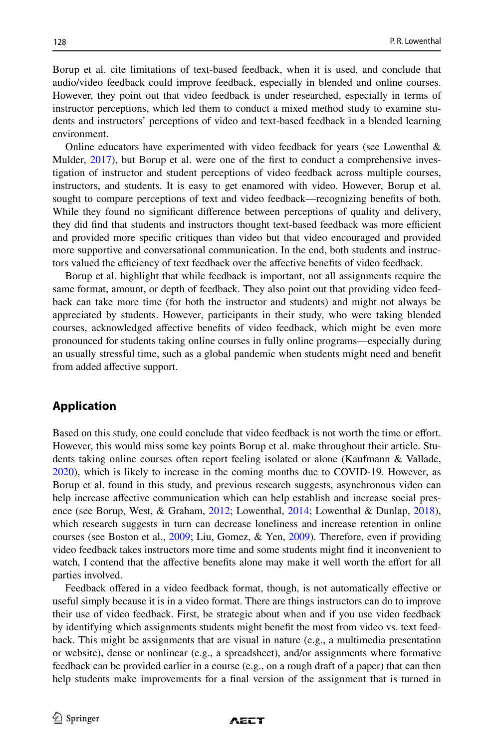Borup et al. cite limitations of text-based feedback, when it is used, and conclude that audio/video feedback could improve feedback, especially in blended and online courses. However, they point out that video feedback is under researched, especially in terms of instructor perceptions, which led them to conduct a mixed method study to examine students and instructors' perceptions of video and text-based feedback in a blended learning environment.

Online educators have experimented with video feedback for years (see Lowenthal & Mulder, 2017), but Borup et al. were one of the first to conduct a comprehensive investigation of instructor and student perceptions of video feedback across multiple courses, instructors, and students. It is easy to get enamored with video. However, Borup et al. sought to compare perceptions of text and video feedback—recognizing benefits of both. While they found no significant difference between perceptions of quality and delivery, they did find that students and instructors thought text-based feedback was more efficient and provided more specific critiques than video but that video encouraged and provided more supportive and conversational communication. In the end, both students and instructors valued the efficiency of text feedback over the affective benefits of video feedback.

Borup et al. highlight that while feedback is important, not all assignments require the same format, amount, or depth of feedback. They also point out that providing video feedback can take more time (for both the instructor and students) and might not always be appreciated by students. However, participants in their study, who were taking blended courses, acknowledged affective benefits of video feedback, which might be even more pronounced for students taking online courses in fully online programs—especially during an usually stressful time, such as a global pandemic when students might need and benefit from added affective support.

## Application

Based on this study, one could conclude that video feedback is not worth the time or effort. However, this would miss some key points Borup et al. make throughout their article. Students taking online courses often report feeling isolated or alone (Kaufmann & Vallade, 2020), which is likely to increase in the coming months due to COVID-19. However, as Borup et al. found in this study, and previous research suggests, asynchronous video can help increase affective communication which can help establish and increase social presence (see Borup, West, & Graham, 2012; Lowenthal, 2014; Lowenthal & Dunlap, 2018), which research suggests in turn can decrease loneliness and increase retention in online courses (see Boston et al., 2009; Liu, Gomez, & Yen, 2009). Therefore, even if providing video feedback takes instructors more time and some students might find it inconvenient to watch, I contend that the affective benefits alone may make it well worth the effort for all parties involved.

Feedback offered in a video feedback format, though, is not automatically effective or useful simply because it is in a video format. There are things instructors can do to improve their use of video feedback. First, be strategic about when and if you use video feedback by identifying which assignments students might benefit the most from video vs. text feedback. This might be assignments that are visual in nature (e.g., a multimedia presentation or website), dense or nonlinear (e.g., a spreadsheet), and/or assignments where formative feedback can be provided earlier in a course (e.g., on a rough draft of a paper) that can then help students make improvements for a final version of the assignment that is turned in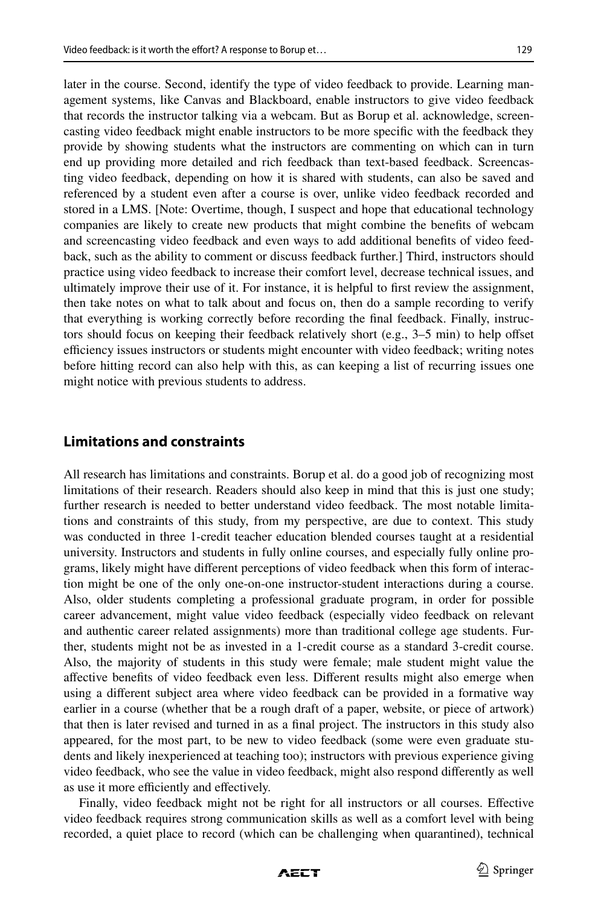later in the course. Second, identify the type of video feedback to provide. Learning management systems, like Canvas and Blackboard, enable instructors to give video feedback that records the instructor talking via a webcam. But as Borup et al. acknowledge, screencasting video feedback might enable instructors to be more specific with the feedback they provide by showing students what the instructors are commenting on which can in turn end up providing more detailed and rich feedback than text-based feedback. Screencasting video feedback, depending on how it is shared with students, can also be saved and referenced by a student even after a course is over, unlike video feedback recorded and stored in a LMS. [Note: Overtime, though, I suspect and hope that educational technology companies are likely to create new products that might combine the benefits of webcam and screencasting video feedback and even ways to add additional benefits of video feedback, such as the ability to comment or discuss feedback further.] Third, instructors should practice using video feedback to increase their comfort level, decrease technical issues, and ultimately improve their use of it. For instance, it is helpful to first review the assignment, then take notes on what to talk about and focus on, then do a sample recording to verify that everything is working correctly before recording the final feedback. Finally, instructors should focus on keeping their feedback relatively short (e.g., 3–5 min) to help offset efficiency issues instructors or students might encounter with video feedback; writing notes before hitting record can also help with this, as can keeping a list of recurring issues one might notice with previous students to address.

## Limitations and constraints

All research has limitations and constraints. Borup et al. do a good job of recognizing most limitations of their research. Readers should also keep in mind that this is just one study; further research is needed to better understand video feedback. The most notable limitations and constraints of this study, from my perspective, are due to context. This study was conducted in three 1-credit teacher education blended courses taught at a residential university. Instructors and students in fully online courses, and especially fully online programs, likely might have different perceptions of video feedback when this form of interaction might be one of the only one-on-one instructor-student interactions during a course. Also, older students completing a professional graduate program, in order for possible career advancement, might value video feedback (especially video feedback on relevant and authentic career related assignments) more than traditional college age students. Further, students might not be as invested in a 1-credit course as a standard 3-credit course. Also, the majority of students in this study were female; male student might value the affective benefits of video feedback even less. Different results might also emerge when using a different subject area where video feedback can be provided in a formative way earlier in a course (whether that be a rough draft of a paper, website, or piece of artwork) that then is later revised and turned in as a final project. The instructors in this study also appeared, for the most part, to be new to video feedback (some were even graduate students and likely inexperienced at teaching too); instructors with previous experience giving video feedback, who see the value in video feedback, might also respond differently as well as use it more efficiently and effectively.

Finally, video feedback might not be right for all instructors or all courses. Effective video feedback requires strong communication skills as well as a comfort level with being recorded, a quiet place to record (which can be challenging when quarantined), technical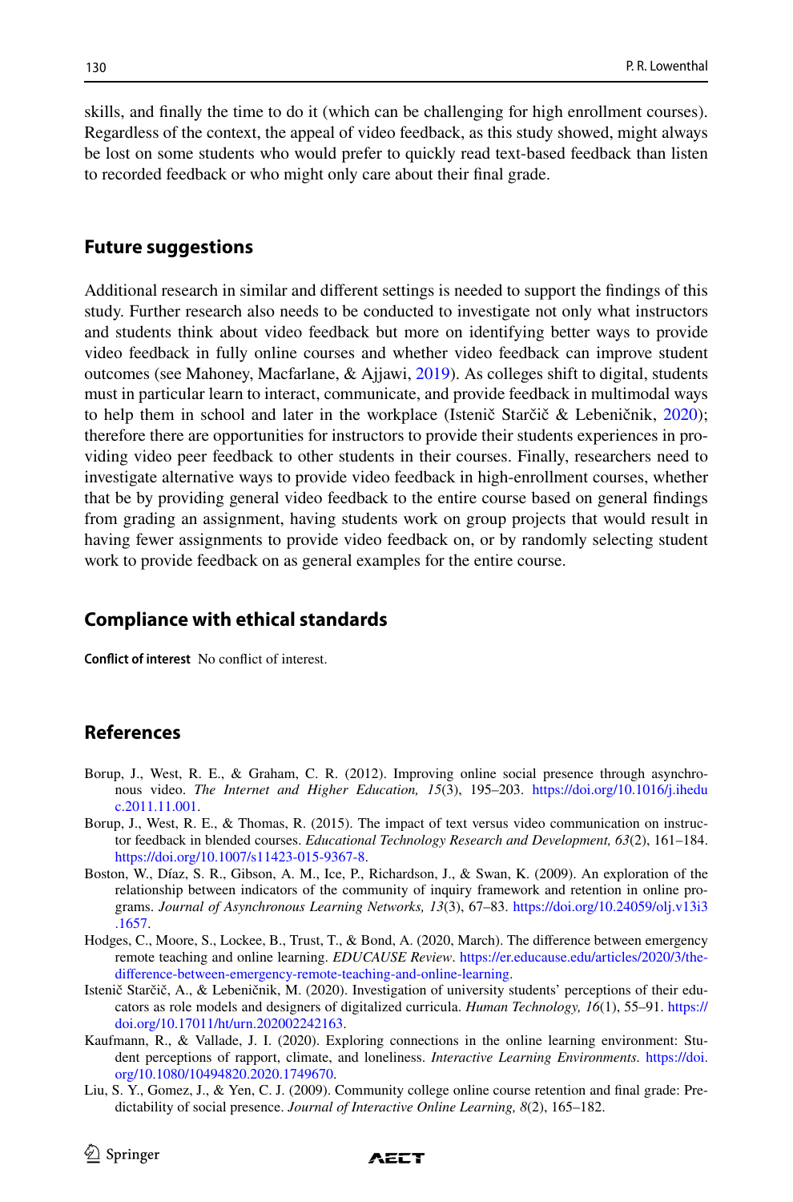skills, and finally the time to do it (which can be challenging for high enrollment courses). Regardless of the context, the appeal of video feedback, as this study showed, might always be lost on some students who would prefer to quickly read text-based feedback than listen to recorded feedback or who might only care about their final grade.

## Future suggestions

Additional research in similar and different settings is needed to support the findings of this study. Further research also needs to be conducted to investigate not only what instructors and students think about video feedback but more on identifying better ways to provide video feedback in fully online courses and whether video feedback can improve student outcomes (see Mahoney, Macfarlane, & Ajjawi, 2019). As colleges shift to digital, students must in particular learn to interact, communicate, and provide feedback in multimodal ways to help them in school and later in the workplace (Istenič Starčič & Lebeničnik, 2020); therefore there are opportunities for instructors to provide their students experiences in providing video peer feedback to other students in their courses. Finally, researchers need to investigate alternative ways to provide video feedback in high-enrollment courses, whether that be by providing general video feedback to the entire course based on general findings from grading an assignment, having students work on group projects that would result in having fewer assignments to provide video feedback on, or by randomly selecting student work to provide feedback on as general examples for the entire course.

## Compliance with ethical standards

**Conflict of interest** No conflict of interest.

## References

Borup, J., West, R. E., & Graham, C. R. (2012). Improving online social presence through asynchronous video. *The Internet and Higher Education, 15*(3), 195–203. https://doi.org/10.1016/j.iheduc.2011.11.001.

Borup, J., West, R. E., & Thomas, R. (2015). The impact of text versus video communication on instructor feedback in blended courses. *Educational Technology Research and Development, 63*(2), 161–184. https://doi.org/10.1007/s11423-015-9367-8.

Boston, W., Díaz, S. R., Gibson, A. M., Ice, P., Richardson, J., & Swan, K. (2009). An exploration of the relationship between indicators of the community of inquiry framework and retention in online programs. *Journal of Asynchronous Learning Networks, 13*(3), 67–83. https://doi.org/10.24059/olj.v13i3.1657.

Hodges, C., Moore, S., Lockee, B., Trust, T., & Bond, A. (2020, March). The difference between emergency remote teaching and online learning. *EDUCAUSE Review*. https://er.educause.edu/articles/2020/3/the-difference-between-emergency-remote-teaching-and-online-learning.

Istenič Starčič, A., & Lebeničnik, M. (2020). Investigation of university students' perceptions of their educators as role models and designers of digitalized curricula. *Human Technology, 16*(1), 55–91. https://doi.org/10.17011/ht/urn.202002242163.

Kaufmann, R., & Vallade, J. I. (2020). Exploring connections in the online learning environment: Student perceptions of rapport, climate, and loneliness. *Interactive Learning Environments*. https://doi.org/10.1080/10494820.2020.1749670.

Liu, S. Y., Gomez, J., & Yen, C. J. (2009). Community college online course retention and final grade: Predictability of social presence. *Journal of Interactive Online Learning, 8*(2), 165–182.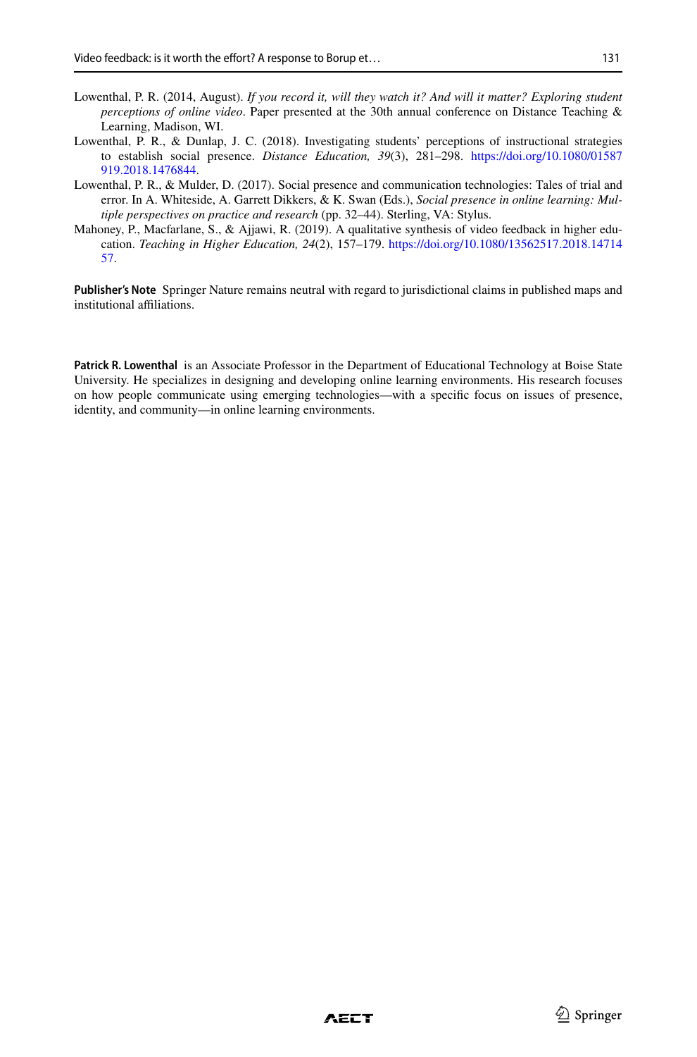Lowenthal, P. R. (2014, August). *If you record it, will they watch it? And will it matter? Exploring student perceptions of online video*. Paper presented at the 30th annual conference on Distance Teaching & Learning, Madison, WI.

Lowenthal, P. R., & Dunlap, J. C. (2018). Investigating students' perceptions of instructional strategies to establish social presence. *Distance Education, 39*(3), 281–298. https://doi.org/10.1080/01587919.2018.1476844.

Lowenthal, P. R., & Mulder, D. (2017). Social presence and communication technologies: Tales of trial and error. In A. Whiteside, A. Garrett Dikkers, & K. Swan (Eds.), *Social presence in online learning: Multiple perspectives on practice and research* (pp. 32–44). Sterling, VA: Stylus.

Mahoney, P., Macfarlane, S., & Ajjawi, R. (2019). A qualitative synthesis of video feedback in higher education. *Teaching in Higher Education, 24*(2), 157–179. https://doi.org/10.1080/13562517.2018.1471457.

**Publisher's Note** Springer Nature remains neutral with regard to jurisdictional claims in published maps and institutional affiliations.

**Patrick R. Lowenthal** is an Associate Professor in the Department of Educational Technology at Boise State University. He specializes in designing and developing online learning environments. His research focuses on how people communicate using emerging technologies—with a specific focus on issues of presence, identity, and community—in online learning environments.